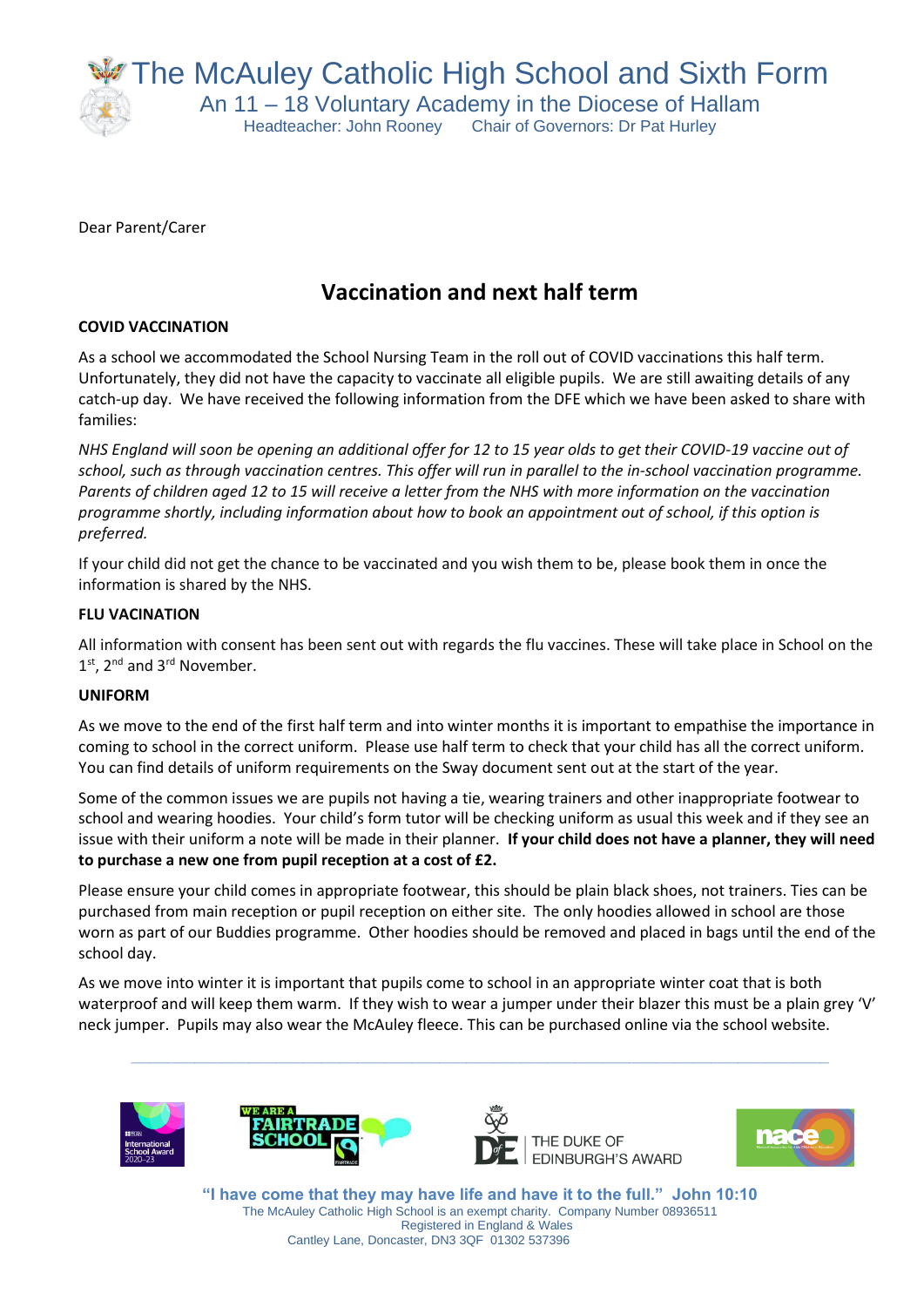# The McAuley Catholic High School and Sixth Form

An 11 – 18 Voluntary Academy in the Diocese of Hallam

Headteacher: John Rooney    Chair of Governors: Dr Pat Hurley

Dear Parent/Carer

## Vaccination and next half term

### COVID VACCINATION

As a school we accommodated the School Nursing Team in the roll out of COVID vaccinations this half term. Unfortunately, they did not have the capacity to vaccinate all eligible pupils. We are still awaiting details of any catch-up day. We have received the following information from the DFE which we have been asked to share with families:

*NHS England will soon be opening an additional offer for 12 to 15 year olds to get their COVID-19 vaccine out of school, such as through vaccination centres. This offer will run in parallel to the in-school vaccination programme. Parents of children aged 12 to 15 will receive a letter from the NHS with more information on the vaccination programme shortly, including information about how to book an appointment out of school, if this option is preferred.*

If your child did not get the chance to be vaccinated and you wish them to be, please book them in once the information is shared by the NHS.

### FLU VACINATION

All information with consent has been sent out with regards the flu vaccines. These will take place in School on the 1st, 2nd and 3rd November.

### UNIFORM

As we move to the end of the first half term and into winter months it is important to empathise the importance in coming to school in the correct uniform. Please use half term to check that your child has all the correct uniform. You can find details of uniform requirements on the Sway document sent out at the start of the year.

Some of the common issues we are pupils not having a tie, wearing trainers and other inappropriate footwear to school and wearing hoodies. Your child's form tutor will be checking uniform as usual this week and if they see an issue with their uniform a note will be made in their planner. **If your child does not have a planner, they will need to purchase a new one from pupil reception at a cost of £2.**

Please ensure your child comes in appropriate footwear, this should be plain black shoes, not trainers. Ties can be purchased from main reception or pupil reception on either site. The only hoodies allowed in school are those worn as part of our Buddies programme. Other hoodies should be removed and placed in bags until the end of the school day.

As we move into winter it is important that pupils come to school in an appropriate winter coat that is both waterproof and will keep them warm. If they wish to wear a jumper under their blazer this must be a plain grey 'V' neck jumper. Pupils may also wear the McAuley fleece. This can be purchased online via the school website.

International School Award 2020-23 | We Are A Fairtrade School | The Duke of Edinburgh's Award | nace

**"I have come that they may have life and have it to the full." John 10:10**

The McAuley Catholic High School is an exempt charity. Company Number 08936511
Registered in England & Wales
Cantley Lane, Doncaster, DN3 3QF 01302 537396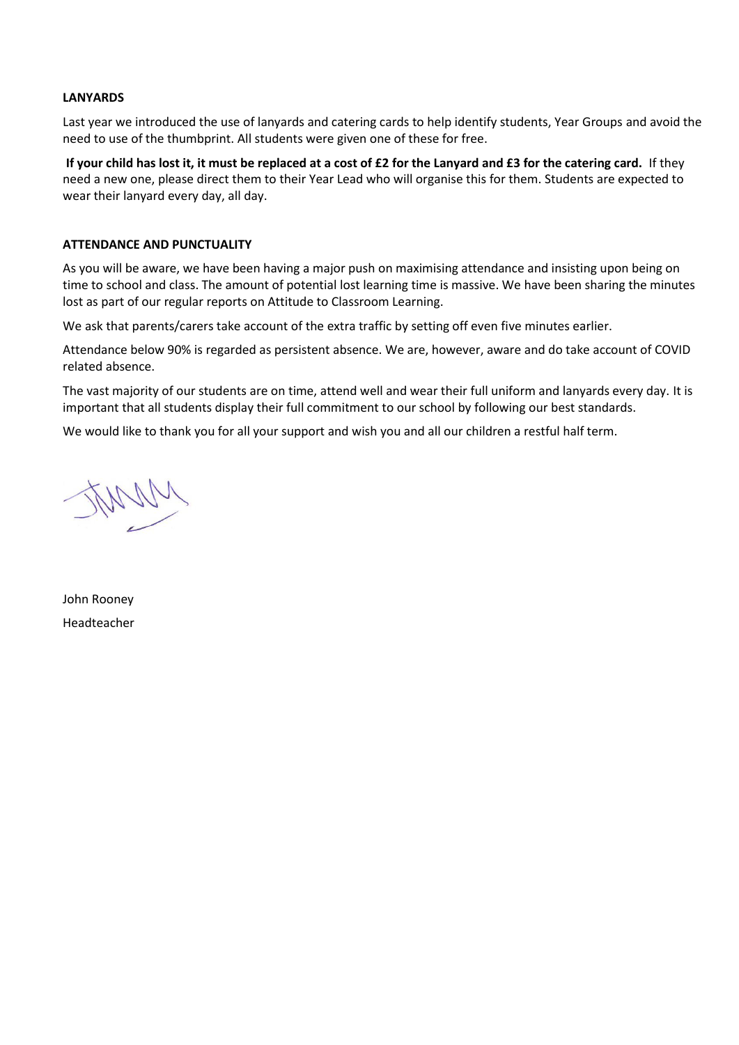**LANYARDS**

Last year we introduced the use of lanyards and catering cards to help identify students, Year Groups and avoid the need to use of the thumbprint. All students were given one of these for free.

**If your child has lost it, it must be replaced at a cost of £2 for the Lanyard and £3 for the catering card.** If they need a new one, please direct them to their Year Lead who will organise this for them. Students are expected to wear their lanyard every day, all day.

**ATTENDANCE AND PUNCTUALITY**

As you will be aware, we have been having a major push on maximising attendance and insisting upon being on time to school and class. The amount of potential lost learning time is massive. We have been sharing the minutes lost as part of our regular reports on Attitude to Classroom Learning.

We ask that parents/carers take account of the extra traffic by setting off even five minutes earlier.

Attendance below 90% is regarded as persistent absence. We are, however, aware and do take account of COVID related absence.

The vast majority of our students are on time, attend well and wear their full uniform and lanyards every day. It is important that all students display their full commitment to our school by following our best standards.

We would like to thank you for all your support and wish you and all our children a restful half term.

John Rooney
Headteacher